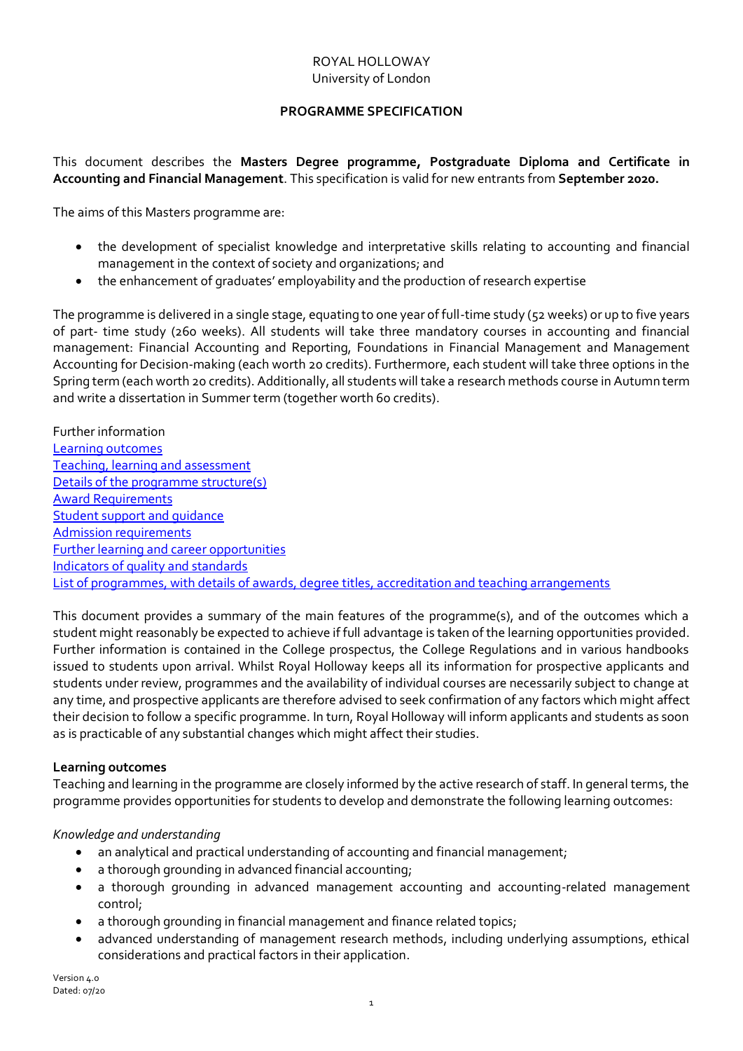ROYAL HOLLOWAY
University of London

**PROGRAMME SPECIFICATION**

This document describes the **Masters Degree programme, Postgraduate Diploma and Certificate in Accounting and Financial Management**. This specification is valid for new entrants from **September 2020.**

The aims of this Masters programme are:

- the development of specialist knowledge and interpretative skills relating to accounting and financial management in the context of society and organizations; and
- the enhancement of graduates' employability and the production of research expertise

The programme is delivered in a single stage, equating to one year of full-time study (52 weeks) or up to five years of part- time study (260 weeks). All students will take three mandatory courses in accounting and financial management: Financial Accounting and Reporting, Foundations in Financial Management and Management Accounting for Decision-making (each worth 20 credits). Furthermore, each student will take three options in the Spring term (each worth 20 credits). Additionally, all students will take a research methods course in Autumn term and write a dissertation in Summer term (together worth 60 credits).

Further information
Learning outcomes
Teaching, learning and assessment
Details of the programme structure(s)
Award Requirements
Student support and guidance
Admission requirements
Further learning and career opportunities
Indicators of quality and standards
List of programmes, with details of awards, degree titles, accreditation and teaching arrangements

This document provides a summary of the main features of the programme(s), and of the outcomes which a student might reasonably be expected to achieve if full advantage is taken of the learning opportunities provided. Further information is contained in the College prospectus, the College Regulations and in various handbooks issued to students upon arrival. Whilst Royal Holloway keeps all its information for prospective applicants and students under review, programmes and the availability of individual courses are necessarily subject to change at any time, and prospective applicants are therefore advised to seek confirmation of any factors which might affect their decision to follow a specific programme. In turn, Royal Holloway will inform applicants and students as soon as is practicable of any substantial changes which might affect their studies.

**Learning outcomes**
Teaching and learning in the programme are closely informed by the active research of staff. In general terms, the programme provides opportunities for students to develop and demonstrate the following learning outcomes:

*Knowledge and understanding*

- an analytical and practical understanding of accounting and financial management;
- a thorough grounding in advanced financial accounting;
- a thorough grounding in advanced management accounting and accounting-related management control;
- a thorough grounding in financial management and finance related topics;
- advanced understanding of management research methods, including underlying assumptions, ethical considerations and practical factors in their application.

Version 4.0
Dated: 07/20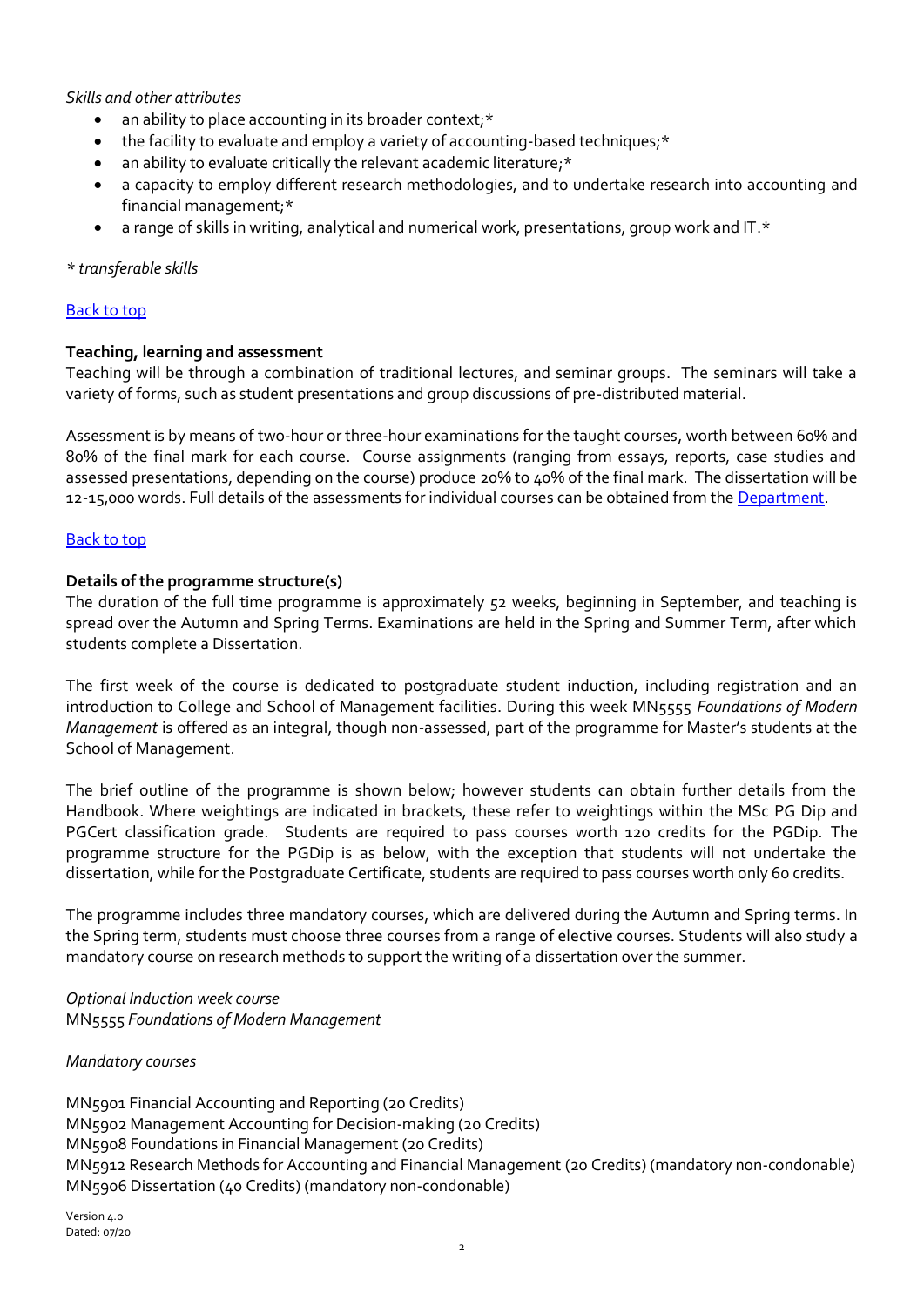*Skills and other attributes*

- an ability to place accounting in its broader context;*
- the facility to evaluate and employ a variety of accounting-based techniques;*
- an ability to evaluate critically the relevant academic literature;*
- a capacity to employ different research methodologies, and to undertake research into accounting and financial management;*
- a range of skills in writing, analytical and numerical work, presentations, group work and IT.*

*\* transferable skills*

[Back to top]

**Teaching, learning and assessment**

Teaching will be through a combination of traditional lectures, and seminar groups. The seminars will take a variety of forms, such as student presentations and group discussions of pre-distributed material.

Assessment is by means of two-hour or three-hour examinations for the taught courses, worth between 60% and 80% of the final mark for each course. Course assignments (ranging from essays, reports, case studies and assessed presentations, depending on the course) produce 20% to 40% of the final mark. The dissertation will be 12-15,000 words. Full details of the assessments for individual courses can be obtained from the [Department].

[Back to top]

**Details of the programme structure(s)**

The duration of the full time programme is approximately 52 weeks, beginning in September, and teaching is spread over the Autumn and Spring Terms. Examinations are held in the Spring and Summer Term, after which students complete a Dissertation.

The first week of the course is dedicated to postgraduate student induction, including registration and an introduction to College and School of Management facilities. During this week MN5555 *Foundations of Modern Management* is offered as an integral, though non-assessed, part of the programme for Master's students at the School of Management.

The brief outline of the programme is shown below; however students can obtain further details from the Handbook. Where weightings are indicated in brackets, these refer to weightings within the MSc PG Dip and PGCert classification grade. Students are required to pass courses worth 120 credits for the PGDip. The programme structure for the PGDip is as below, with the exception that students will not undertake the dissertation, while for the Postgraduate Certificate, students are required to pass courses worth only 60 credits.

The programme includes three mandatory courses, which are delivered during the Autumn and Spring terms. In the Spring term, students must choose three courses from a range of elective courses. Students will also study a mandatory course on research methods to support the writing of a dissertation over the summer.

*Optional Induction week course*
MN5555 *Foundations of Modern Management*

*Mandatory courses*

MN5901 Financial Accounting and Reporting (20 Credits)
MN5902 Management Accounting for Decision-making (20 Credits)
MN5908 Foundations in Financial Management (20 Credits)
MN5912 Research Methods for Accounting and Financial Management (20 Credits) (mandatory non-condonable)
MN5906 Dissertation (40 Credits) (mandatory non-condonable)

Version 4.0
Dated: 07/20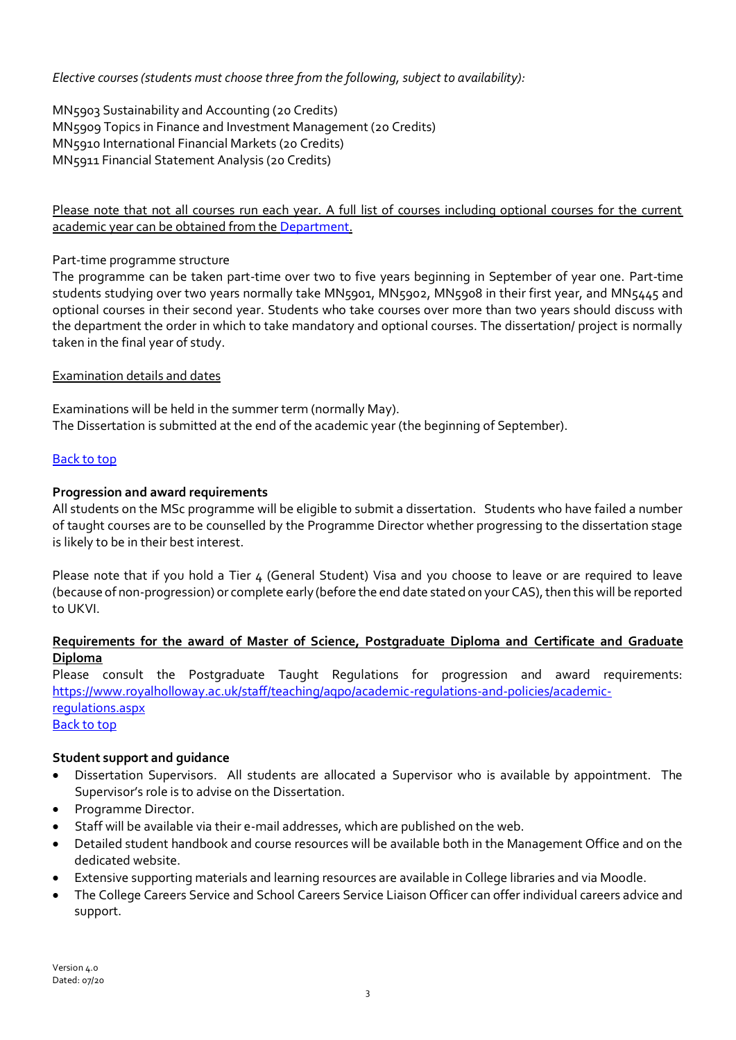*Elective courses (students must choose three from the following, subject to availability):*

MN5903 Sustainability and Accounting (20 Credits)
MN5909 Topics in Finance and Investment Management (20 Credits)
MN5910 International Financial Markets (20 Credits)
MN5911 Financial Statement Analysis (20 Credits)

Please note that not all courses run each year. A full list of courses including optional courses for the current academic year can be obtained from the Department.

Part-time programme structure
The programme can be taken part-time over two to five years beginning in September of year one. Part-time students studying over two years normally take MN5901, MN5902, MN5908 in their first year, and MN5445 and optional courses in their second year. Students who take courses over more than two years should discuss with the department the order in which to take mandatory and optional courses. The dissertation/ project is normally taken in the final year of study.

Examination details and dates

Examinations will be held in the summer term (normally May).
The Dissertation is submitted at the end of the academic year (the beginning of September).

Back to top

**Progression and award requirements**
All students on the MSc programme will be eligible to submit a dissertation. Students who have failed a number of taught courses are to be counselled by the Programme Director whether progressing to the dissertation stage is likely to be in their best interest.

Please note that if you hold a Tier 4 (General Student) Visa and you choose to leave or are required to leave (because of non-progression) or complete early (before the end date stated on your CAS), then this will be reported to UKVI.

**Requirements for the award of Master of Science, Postgraduate Diploma and Certificate and Graduate Diploma**
Please consult the Postgraduate Taught Regulations for progression and award requirements: https://www.royalholloway.ac.uk/staff/teaching/aqpo/academic-regulations-and-policies/academic-regulations.aspx
Back to top

**Student support and guidance**

- Dissertation Supervisors. All students are allocated a Supervisor who is available by appointment. The Supervisor's role is to advise on the Dissertation.
- Programme Director.
- Staff will be available via their e-mail addresses, which are published on the web.
- Detailed student handbook and course resources will be available both in the Management Office and on the dedicated website.
- Extensive supporting materials and learning resources are available in College libraries and via Moodle.
- The College Careers Service and School Careers Service Liaison Officer can offer individual careers advice and support.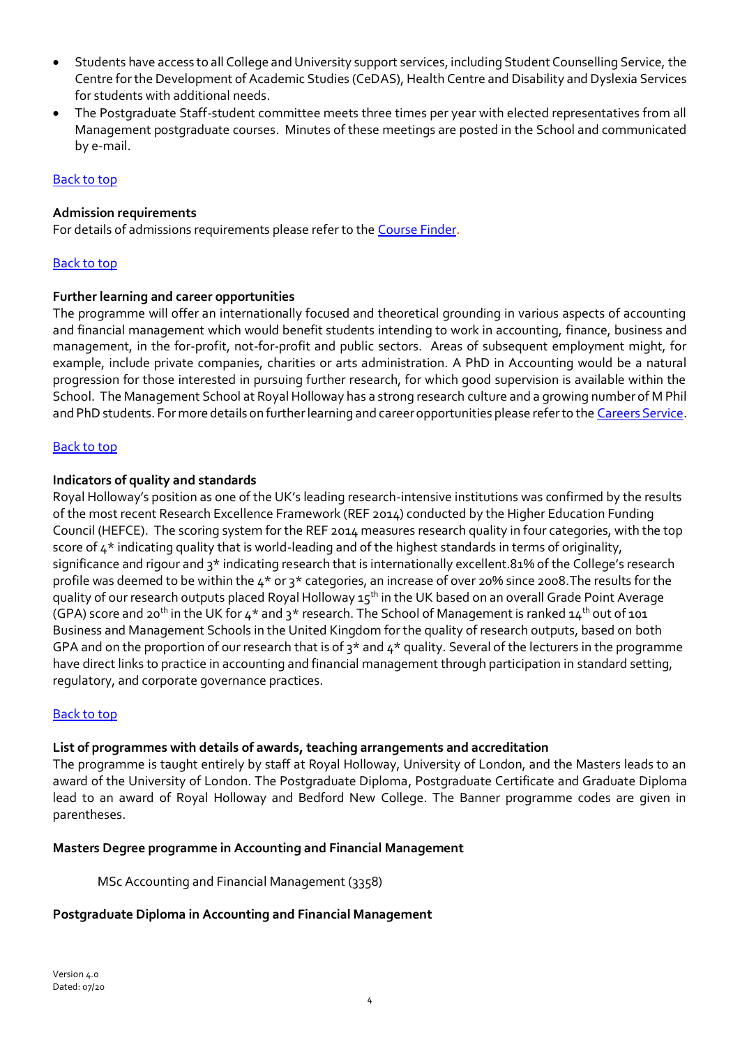- Students have access to all College and University support services, including Student Counselling Service, the Centre for the Development of Academic Studies (CeDAS), Health Centre and Disability and Dyslexia Services for students with additional needs.
- The Postgraduate Staff-student committee meets three times per year with elected representatives from all Management postgraduate courses. Minutes of these meetings are posted in the School and communicated by e-mail.

[Back to top](#)

**Admission requirements**
For details of admissions requirements please refer to the [Course Finder](#).

[Back to top](#)

**Further learning and career opportunities**
The programme will offer an internationally focused and theoretical grounding in various aspects of accounting and financial management which would benefit students intending to work in accounting, finance, business and management, in the for-profit, not-for-profit and public sectors. Areas of subsequent employment might, for example, include private companies, charities or arts administration. A PhD in Accounting would be a natural progression for those interested in pursuing further research, for which good supervision is available within the School. The Management School at Royal Holloway has a strong research culture and a growing number of M Phil and PhD students. For more details on further learning and career opportunities please refer to the [Careers Service](#).

[Back to top](#)

**Indicators of quality and standards**
Royal Holloway's position as one of the UK's leading research-intensive institutions was confirmed by the results of the most recent Research Excellence Framework (REF 2014) conducted by the Higher Education Funding Council (HEFCE). The scoring system for the REF 2014 measures research quality in four categories, with the top score of 4* indicating quality that is world-leading and of the highest standards in terms of originality, significance and rigour and 3* indicating research that is internationally excellent.81% of the College's research profile was deemed to be within the 4* or 3* categories, an increase of over 20% since 2008.The results for the quality of our research outputs placed Royal Holloway 15th in the UK based on an overall Grade Point Average (GPA) score and 20th in the UK for 4* and 3* research. The School of Management is ranked 14th out of 101 Business and Management Schools in the United Kingdom for the quality of research outputs, based on both GPA and on the proportion of our research that is of 3* and 4* quality. Several of the lecturers in the programme have direct links to practice in accounting and financial management through participation in standard setting, regulatory, and corporate governance practices.

[Back to top](#)

**List of programmes with details of awards, teaching arrangements and accreditation**
The programme is taught entirely by staff at Royal Holloway, University of London, and the Masters leads to an award of the University of London. The Postgraduate Diploma, Postgraduate Certificate and Graduate Diploma lead to an award of Royal Holloway and Bedford New College. The Banner programme codes are given in parentheses.

**Masters Degree programme in Accounting and Financial Management**

MSc Accounting and Financial Management (3358)

**Postgraduate Diploma in Accounting and Financial Management**

Version 4.0
Dated: 07/20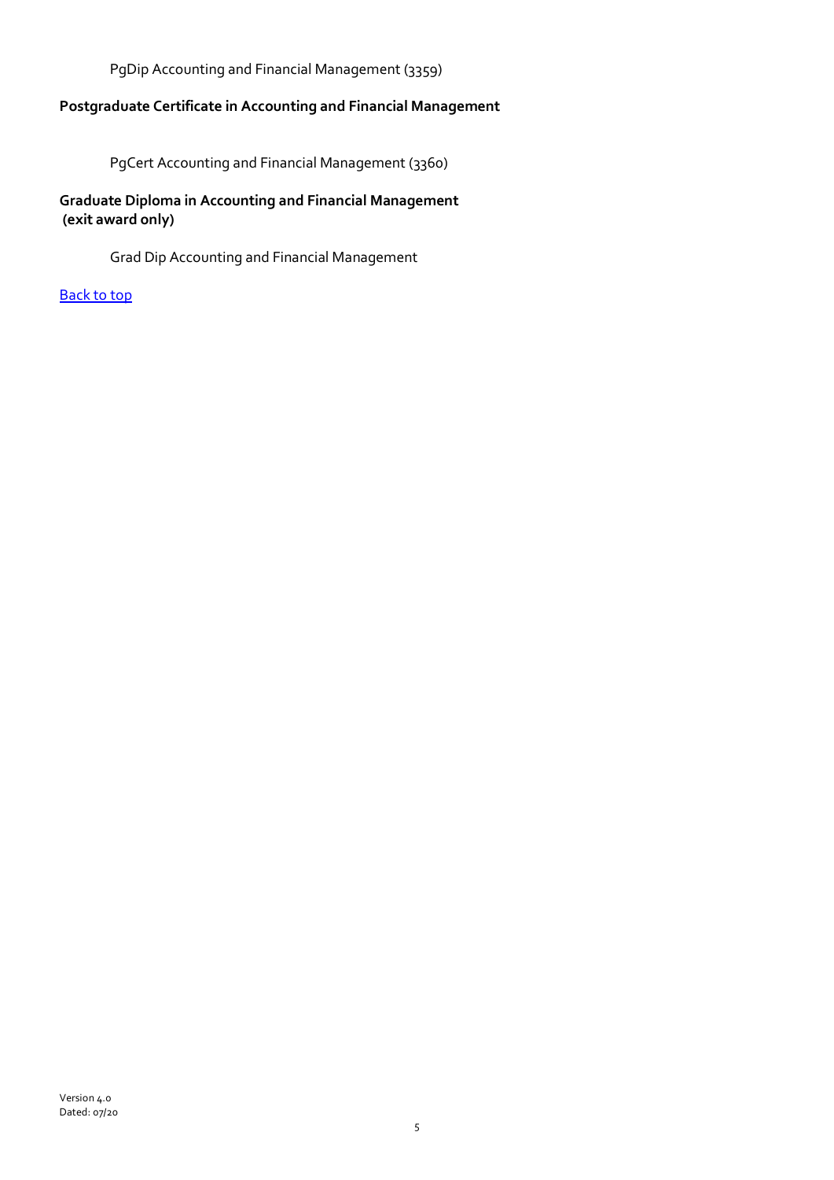PgDip Accounting and Financial Management (3359)

**Postgraduate Certificate in Accounting and Financial Management**

PgCert Accounting and Financial Management (3360)

**Graduate Diploma in Accounting and Financial Management (exit award only)**

Grad Dip Accounting and Financial Management

Back to top

Version 4.0
Dated: 07/20